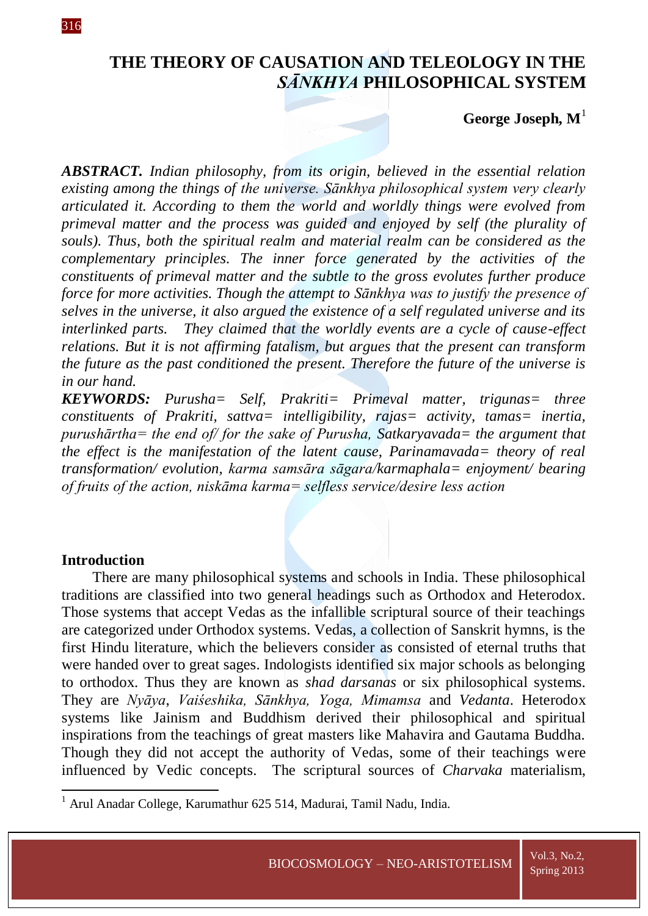# THE THEORY OF CAUSATION AND TELEOLOGY IN THE *SĀNKHYA* PHILOSOPHICAL SYSTEM

**George Joseph, M**[1]

***ABSTRACT.*** *Indian philosophy, from its origin, believed in the essential relation existing among the things of the universe. Sānkhya philosophical system very clearly articulated it. According to them the world and worldly things were evolved from primeval matter and the process was guided and enjoyed by self (the plurality of souls). Thus, both the spiritual realm and material realm can be considered as the complementary principles. The inner force generated by the activities of the constituents of primeval matter and the subtle to the gross evolutes further produce force for more activities. Though the attempt to Sānkhya was to justify the presence of selves in the universe, it also argued the existence of a self regulated universe and its interlinked parts. They claimed that the worldly events are a cycle of cause-effect relations. But it is not affirming fatalism, but argues that the present can transform the future as the past conditioned the present. Therefore the future of the universe is in our hand.*

***KEYWORDS:*** *Purusha= Self, Prakriti= Primeval matter, trigunas= three constituents of Prakriti, sattva= intelligibility, rajas= activity, tamas= inertia, purushārtha= the end of/ for the sake of Purusha, Satkaryavada= the argument that the effect is the manifestation of the latent cause, Parinamavada= theory of real transformation/ evolution, karma samsāra sāgara/karmaphala= enjoyment/ bearing of fruits of the action, niskāma karma= selfless service/desire less action*

## Introduction

There are many philosophical systems and schools in India. These philosophical traditions are classified into two general headings such as Orthodox and Heterodox. Those systems that accept Vedas as the infallible scriptural source of their teachings are categorized under Orthodox systems. Vedas, a collection of Sanskrit hymns, is the first Hindu literature, which the believers consider as consisted of eternal truths that were handed over to great sages. Indologists identified six major schools as belonging to orthodox. Thus they are known as *shad darsanas* or six philosophical systems. They are *Nyāya*, *Vaiśeshika, Sānkhya, Yoga, Mimamsa* and *Vedanta*. Heterodox systems like Jainism and Buddhism derived their philosophical and spiritual inspirations from the teachings of great masters like Mahavira and Gautama Buddha. Though they did not accept the authority of Vedas, some of their teachings were influenced by Vedic concepts. The scriptural sources of *Charvaka* materialism,

[1] Arul Anadar College, Karumathur 625 514, Madurai, Tamil Nadu, India.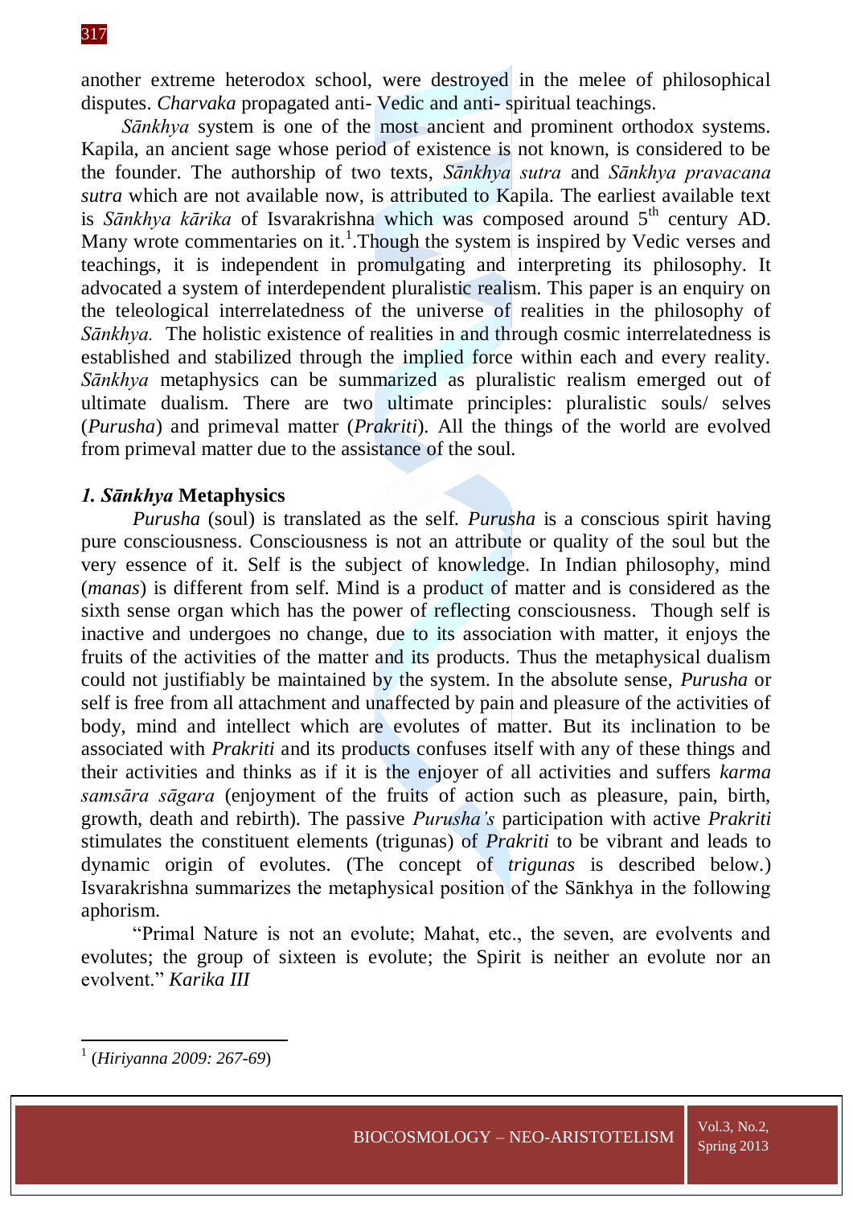another extreme heterodox school, were destroyed in the melee of philosophical disputes. *Charvaka* propagated anti- Vedic and anti- spiritual teachings.

*Sānkhya* system is one of the most ancient and prominent orthodox systems. Kapila, an ancient sage whose period of existence is not known, is considered to be the founder. The authorship of two texts, *Sānkhya sutra* and *Sānkhya pravacana sutra* which are not available now, is attributed to Kapila. The earliest available text is *Sānkhya kārika* of Isvarakrishna which was composed around 5th century AD. Many wrote commentaries on it.[1].Though the system is inspired by Vedic verses and teachings, it is independent in promulgating and interpreting its philosophy. It advocated a system of interdependent pluralistic realism. This paper is an enquiry on the teleological interrelatedness of the universe of realities in the philosophy of *Sānkhya.* The holistic existence of realities in and through cosmic interrelatedness is established and stabilized through the implied force within each and every reality. *Sānkhya* metaphysics can be summarized as pluralistic realism emerged out of ultimate dualism. There are two ultimate principles: pluralistic souls/ selves (*Purusha*) and primeval matter (*Prakriti*). All the things of the world are evolved from primeval matter due to the assistance of the soul.

### *1. Sānkhya* Metaphysics

*Purusha* (soul) is translated as the self. *Purusha* is a conscious spirit having pure consciousness. Consciousness is not an attribute or quality of the soul but the very essence of it. Self is the subject of knowledge. In Indian philosophy, mind (*manas*) is different from self. Mind is a product of matter and is considered as the sixth sense organ which has the power of reflecting consciousness. Though self is inactive and undergoes no change, due to its association with matter, it enjoys the fruits of the activities of the matter and its products. Thus the metaphysical dualism could not justifiably be maintained by the system. In the absolute sense, *Purusha* or self is free from all attachment and unaffected by pain and pleasure of the activities of body, mind and intellect which are evolutes of matter. But its inclination to be associated with *Prakriti* and its products confuses itself with any of these things and their activities and thinks as if it is the enjoyer of all activities and suffers *karma samsāra sāgara* (enjoyment of the fruits of action such as pleasure, pain, birth, growth, death and rebirth). The passive *Purusha's* participation with active *Prakriti* stimulates the constituent elements (trigunas) of *Prakriti* to be vibrant and leads to dynamic origin of evolutes. (The concept of *trigunas* is described below.) Isvarakrishna summarizes the metaphysical position of the Sānkhya in the following aphorism.

"Primal Nature is not an evolute; Mahat, etc., the seven, are evolvents and evolutes; the group of sixteen is evolute; the Spirit is neither an evolute nor an evolvent." *Karika III*

---

[1] (*Hiriyanna 2009: 267-69*)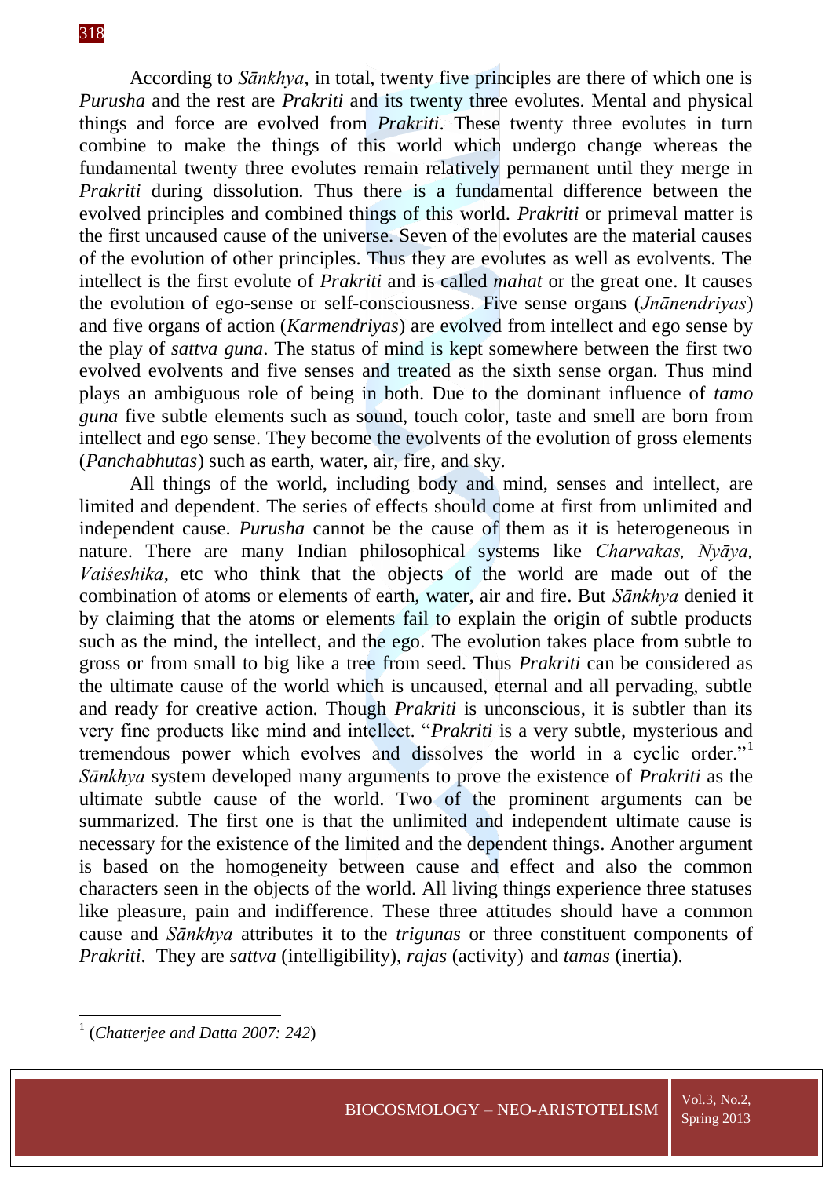According to *Sānkhya*, in total, twenty five principles are there of which one is *Purusha* and the rest are *Prakriti* and its twenty three evolutes. Mental and physical things and force are evolved from *Prakriti*. These twenty three evolutes in turn combine to make the things of this world which undergo change whereas the fundamental twenty three evolutes remain relatively permanent until they merge in *Prakriti* during dissolution. Thus there is a fundamental difference between the evolved principles and combined things of this world. *Prakriti* or primeval matter is the first uncaused cause of the universe. Seven of the evolutes are the material causes of the evolution of other principles. Thus they are evolutes as well as evolvents. The intellect is the first evolute of *Prakriti* and is called *mahat* or the great one. It causes the evolution of ego-sense or self-consciousness. Five sense organs (*Jnānendriyas*) and five organs of action (*Karmendriyas*) are evolved from intellect and ego sense by the play of *sattva guna*. The status of mind is kept somewhere between the first two evolved evolvents and five senses and treated as the sixth sense organ. Thus mind plays an ambiguous role of being in both. Due to the dominant influence of *tamo guna* five subtle elements such as sound, touch color, taste and smell are born from intellect and ego sense. They become the evolvents of the evolution of gross elements (*Panchabhutas*) such as earth, water, air, fire, and sky.

All things of the world, including body and mind, senses and intellect, are limited and dependent. The series of effects should come at first from unlimited and independent cause. *Purusha* cannot be the cause of them as it is heterogeneous in nature. There are many Indian philosophical systems like *Charvakas, Nyāya, Vaiśeshika*, etc who think that the objects of the world are made out of the combination of atoms or elements of earth, water, air and fire. But *Sānkhya* denied it by claiming that the atoms or elements fail to explain the origin of subtle products such as the mind, the intellect, and the ego. The evolution takes place from subtle to gross or from small to big like a tree from seed. Thus *Prakriti* can be considered as the ultimate cause of the world which is uncaused, eternal and all pervading, subtle and ready for creative action. Though *Prakriti* is unconscious, it is subtler than its very fine products like mind and intellect. "*Prakriti* is a very subtle, mysterious and tremendous power which evolves and dissolves the world in a cyclic order."[1] *Sānkhya* system developed many arguments to prove the existence of *Prakriti* as the ultimate subtle cause of the world. Two of the prominent arguments can be summarized. The first one is that the unlimited and independent ultimate cause is necessary for the existence of the limited and the dependent things. Another argument is based on the homogeneity between cause and effect and also the common characters seen in the objects of the world. All living things experience three statuses like pleasure, pain and indifference. These three attitudes should have a common cause and *Sānkhya* attributes it to the *trigunas* or three constituent components of *Prakriti*. They are *sattva* (intelligibility), *rajas* (activity) and *tamas* (inertia).

---

[1] (*Chatterjee and Datta 2007: 242*)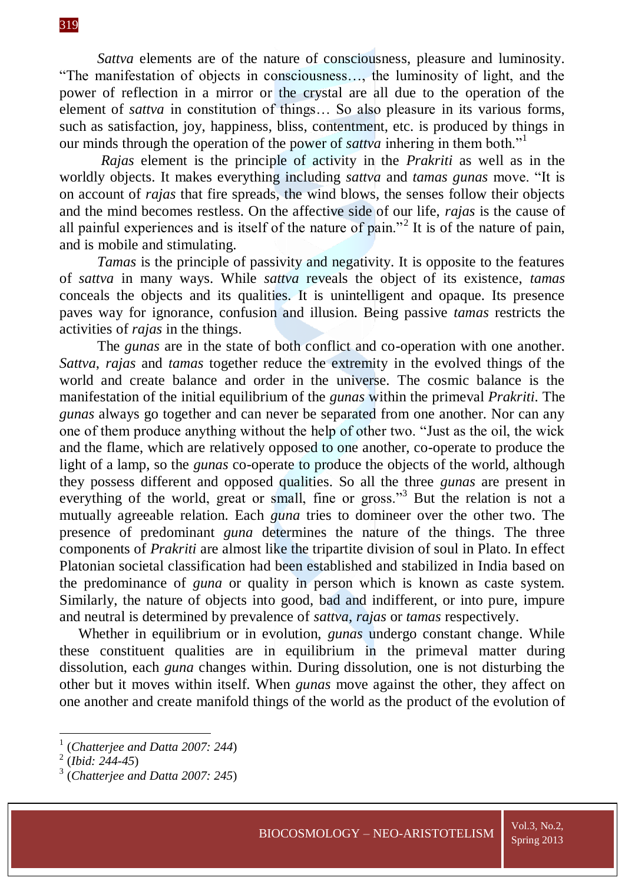*Sattva* elements are of the nature of consciousness, pleasure and luminosity. "The manifestation of objects in consciousness…, the luminosity of light, and the power of reflection in a mirror or the crystal are all due to the operation of the element of *sattva* in constitution of things… So also pleasure in its various forms, such as satisfaction, joy, happiness, bliss, contentment, etc. is produced by things in our minds through the operation of the power of *sattva* inhering in them both."[1]

*Rajas* element is the principle of activity in the *Prakriti* as well as in the worldly objects. It makes everything including *sattva* and *tamas gunas* move. "It is on account of *rajas* that fire spreads, the wind blows, the senses follow their objects and the mind becomes restless. On the affective side of our life, *rajas* is the cause of all painful experiences and is itself of the nature of pain."[2] It is of the nature of pain, and is mobile and stimulating.

*Tamas* is the principle of passivity and negativity. It is opposite to the features of *sattva* in many ways. While *sattva* reveals the object of its existence, *tamas* conceals the objects and its qualities. It is unintelligent and opaque. Its presence paves way for ignorance, confusion and illusion. Being passive *tamas* restricts the activities of *rajas* in the things.

The *gunas* are in the state of both conflict and co-operation with one another. *Sattva*, *rajas* and *tamas* together reduce the extremity in the evolved things of the world and create balance and order in the universe. The cosmic balance is the manifestation of the initial equilibrium of the *gunas* within the primeval *Prakriti*. The *gunas* always go together and can never be separated from one another. Nor can any one of them produce anything without the help of other two. "Just as the oil, the wick and the flame, which are relatively opposed to one another, co-operate to produce the light of a lamp, so the *gunas* co-operate to produce the objects of the world, although they possess different and opposed qualities. So all the three *gunas* are present in everything of the world, great or small, fine or gross."[3] But the relation is not a mutually agreeable relation. Each *guna* tries to domineer over the other two. The presence of predominant *guna* determines the nature of the things. The three components of *Prakriti* are almost like the tripartite division of soul in Plato. In effect Platonian societal classification had been established and stabilized in India based on the predominance of *guna* or quality in person which is known as caste system. Similarly, the nature of objects into good, bad and indifferent, or into pure, impure and neutral is determined by prevalence of *sattva*, *rajas* or *tamas* respectively.

Whether in equilibrium or in evolution, *gunas* undergo constant change. While these constituent qualities are in equilibrium in the primeval matter during dissolution, each *guna* changes within. During dissolution, one is not disturbing the other but it moves within itself. When *gunas* move against the other, they affect on one another and create manifold things of the world as the product of the evolution of

---

[1] (*Chatterjee and Datta 2007: 244*)

[2] (*Ibid: 244-45*)

[3] (*Chatterjee and Datta 2007: 245*)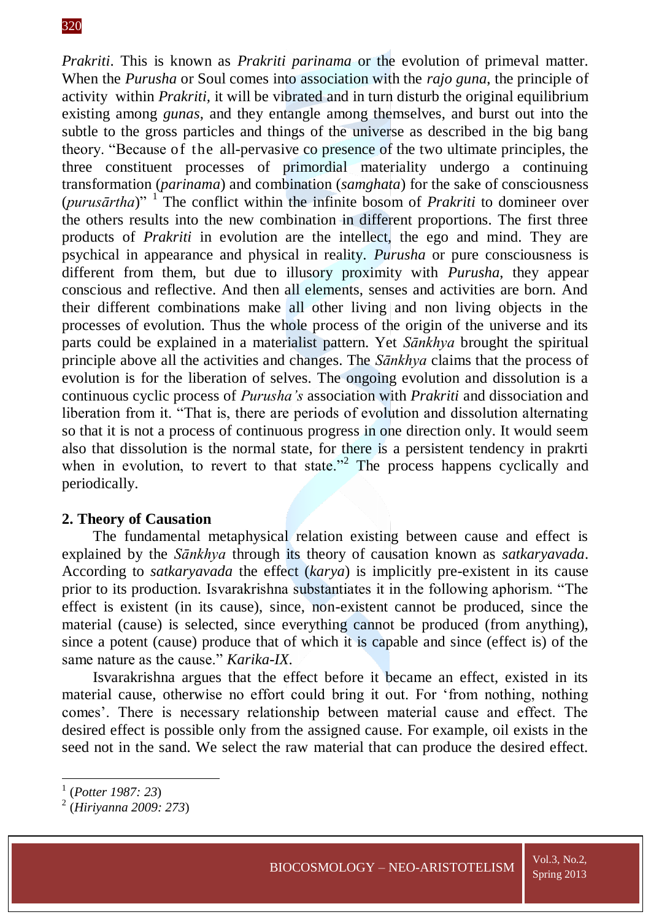*Prakriti*. This is known as *Prakriti parinama* or the evolution of primeval matter. When the *Purusha* or Soul comes into association with the *rajo guna*, the principle of activity within *Prakriti*, it will be vibrated and in turn disturb the original equilibrium existing among *gunas*, and they entangle among themselves, and burst out into the subtle to the gross particles and things of the universe as described in the big bang theory. "Because of the all-pervasive co presence of the two ultimate principles, the three constituent processes of primordial materiality undergo a continuing transformation (*parinama*) and combination (*samghata*) for the sake of consciousness (*purusārtha*)" [1] The conflict within the infinite bosom of *Prakriti* to domineer over the others results into the new combination in different proportions. The first three products of *Prakriti* in evolution are the intellect, the ego and mind. They are psychical in appearance and physical in reality. *Purusha* or pure consciousness is different from them, but due to illusory proximity with *Purusha*, they appear conscious and reflective. And then all elements, senses and activities are born. And their different combinations make all other living and non living objects in the processes of evolution. Thus the whole process of the origin of the universe and its parts could be explained in a materialist pattern. Yet *Sānkhya* brought the spiritual principle above all the activities and changes. The *Sānkhya* claims that the process of evolution is for the liberation of selves. The ongoing evolution and dissolution is a continuous cyclic process of *Purusha's* association with *Prakriti* and dissociation and liberation from it. "That is, there are periods of evolution and dissolution alternating so that it is not a process of continuous progress in one direction only. It would seem also that dissolution is the normal state, for there is a persistent tendency in prakrti when in evolution, to revert to that state."[2] The process happens cyclically and periodically.

## 2. Theory of Causation

The fundamental metaphysical relation existing between cause and effect is explained by the *Sānkhya* through its theory of causation known as *satkaryavada*. According to *satkaryavada* the effect (*karya*) is implicitly pre-existent in its cause prior to its production. Isvarakrishna substantiates it in the following aphorism. "The effect is existent (in its cause), since, non-existent cannot be produced, since the material (cause) is selected, since everything cannot be produced (from anything), since a potent (cause) produce that of which it is capable and since (effect is) of the same nature as the cause." *Karika-IX*.

Isvarakrishna argues that the effect before it became an effect, existed in its material cause, otherwise no effort could bring it out. For 'from nothing, nothing comes'. There is necessary relationship between material cause and effect. The desired effect is possible only from the assigned cause. For example, oil exists in the seed not in the sand. We select the raw material that can produce the desired effect.

---

[1] (*Potter 1987: 23*)

[2] (*Hiriyanna 2009: 273*)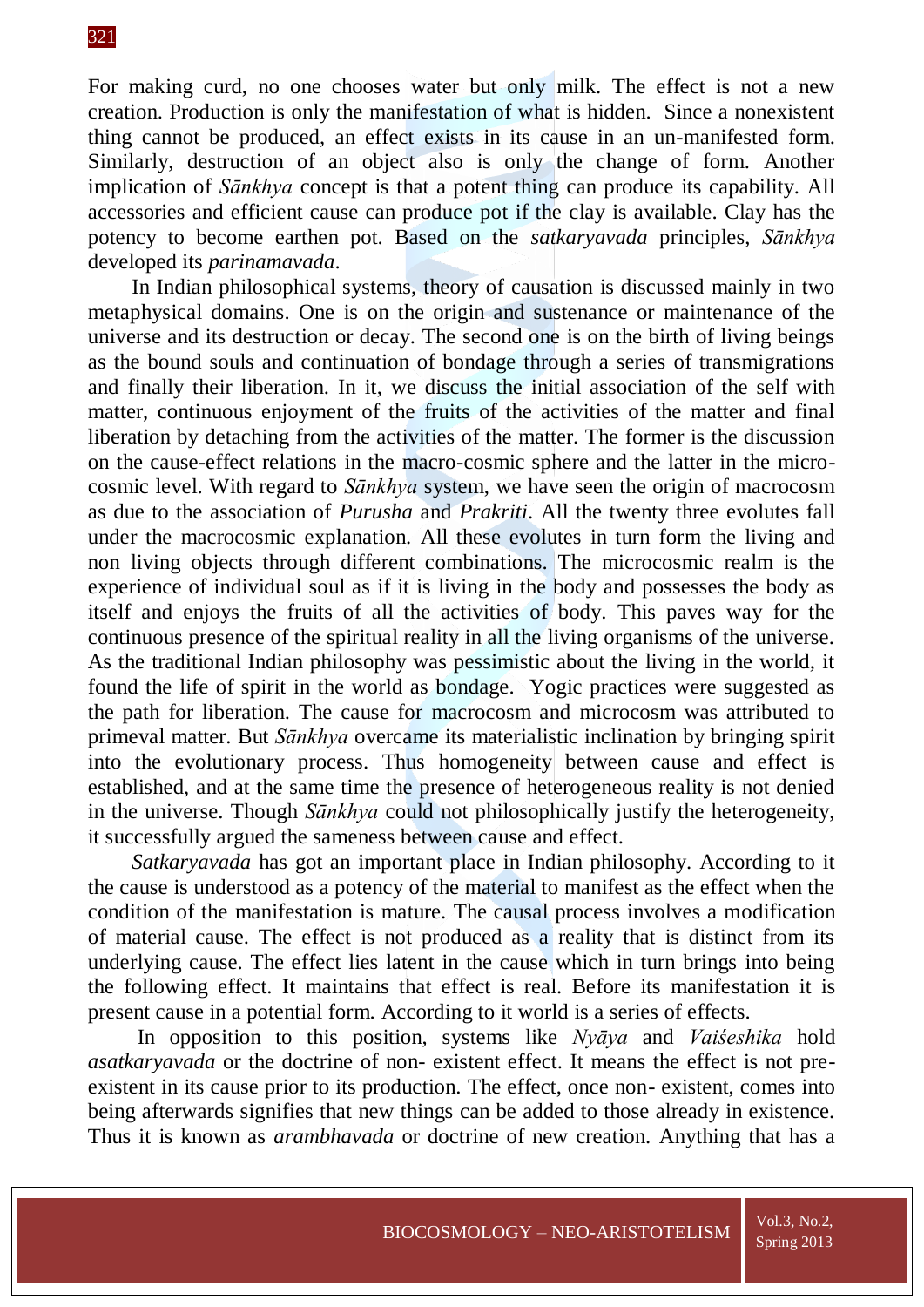For making curd, no one chooses water but only milk. The effect is not a new creation. Production is only the manifestation of what is hidden. Since a nonexistent thing cannot be produced, an effect exists in its cause in an un-manifested form. Similarly, destruction of an object also is only the change of form. Another implication of *Sānkhya* concept is that a potent thing can produce its capability. All accessories and efficient cause can produce pot if the clay is available. Clay has the potency to become earthen pot. Based on the *satkaryavada* principles, *Sānkhya* developed its *parinamavada*.

In Indian philosophical systems, theory of causation is discussed mainly in two metaphysical domains. One is on the origin and sustenance or maintenance of the universe and its destruction or decay. The second one is on the birth of living beings as the bound souls and continuation of bondage through a series of transmigrations and finally their liberation. In it, we discuss the initial association of the self with matter, continuous enjoyment of the fruits of the activities of the matter and final liberation by detaching from the activities of the matter. The former is the discussion on the cause-effect relations in the macro-cosmic sphere and the latter in the micro-cosmic level. With regard to *Sānkhya* system, we have seen the origin of macrocosm as due to the association of *Purusha* and *Prakriti*. All the twenty three evolutes fall under the macrocosmic explanation. All these evolutes in turn form the living and non living objects through different combinations. The microcosmic realm is the experience of individual soul as if it is living in the body and possesses the body as itself and enjoys the fruits of all the activities of body. This paves way for the continuous presence of the spiritual reality in all the living organisms of the universe. As the traditional Indian philosophy was pessimistic about the living in the world, it found the life of spirit in the world as bondage. Yogic practices were suggested as the path for liberation. The cause for macrocosm and microcosm was attributed to primeval matter. But *Sānkhya* overcame its materialistic inclination by bringing spirit into the evolutionary process. Thus homogeneity between cause and effect is established, and at the same time the presence of heterogeneous reality is not denied in the universe. Though *Sānkhya* could not philosophically justify the heterogeneity, it successfully argued the sameness between cause and effect.

*Satkaryavada* has got an important place in Indian philosophy. According to it the cause is understood as a potency of the material to manifest as the effect when the condition of the manifestation is mature. The causal process involves a modification of material cause. The effect is not produced as a reality that is distinct from its underlying cause. The effect lies latent in the cause which in turn brings into being the following effect. It maintains that effect is real. Before its manifestation it is present cause in a potential form. According to it world is a series of effects.

In opposition to this position, systems like *Nyāya* and *Vaiśeshika* hold *asatkaryavada* or the doctrine of non- existent effect. It means the effect is not pre-existent in its cause prior to its production. The effect, once non- existent, comes into being afterwards signifies that new things can be added to those already in existence. Thus it is known as *arambhavada* or doctrine of new creation. Anything that has a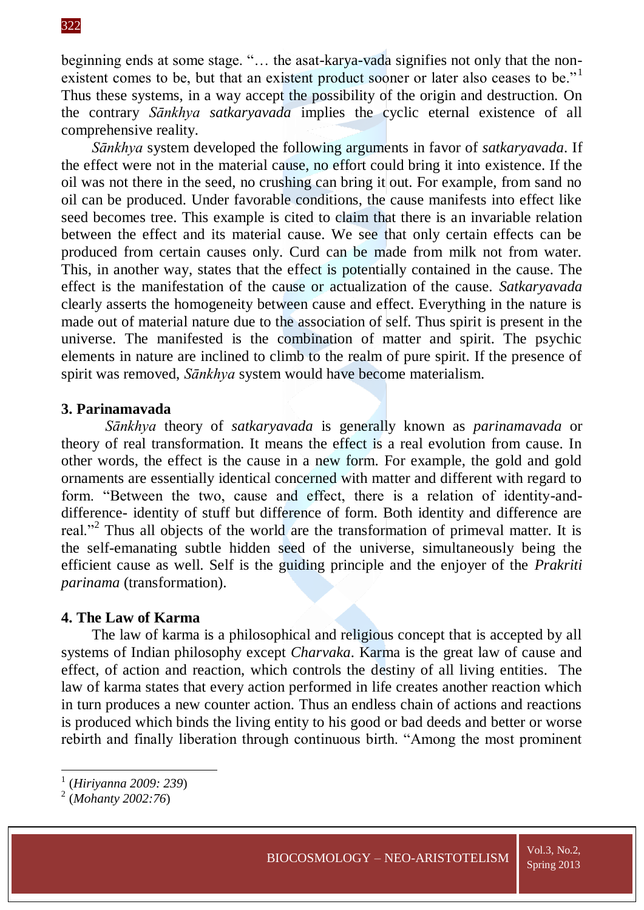beginning ends at some stage. "… the asat-karya-vada signifies not only that the non-existent comes to be, but that an existent product sooner or later also ceases to be."[1] Thus these systems, in a way accept the possibility of the origin and destruction. On the contrary *Sānkhya satkaryavada* implies the cyclic eternal existence of all comprehensive reality.

*Sānkhya* system developed the following arguments in favor of *satkaryavada*. If the effect were not in the material cause, no effort could bring it into existence. If the oil was not there in the seed, no crushing can bring it out. For example, from sand no oil can be produced. Under favorable conditions, the cause manifests into effect like seed becomes tree. This example is cited to claim that there is an invariable relation between the effect and its material cause. We see that only certain effects can be produced from certain causes only. Curd can be made from milk not from water. This, in another way, states that the effect is potentially contained in the cause. The effect is the manifestation of the cause or actualization of the cause. *Satkaryavada* clearly asserts the homogeneity between cause and effect. Everything in the nature is made out of material nature due to the association of self. Thus spirit is present in the universe. The manifested is the combination of matter and spirit. The psychic elements in nature are inclined to climb to the realm of pure spirit. If the presence of spirit was removed, *Sānkhya* system would have become materialism.

### 3. Parinamavada

*Sānkhya* theory of *satkaryavada* is generally known as *parinamavada* or theory of real transformation. It means the effect is a real evolution from cause. In other words, the effect is the cause in a new form. For example, the gold and gold ornaments are essentially identical concerned with matter and different with regard to form. "Between the two, cause and effect, there is a relation of identity-and-difference- identity of stuff but difference of form. Both identity and difference are real."[2] Thus all objects of the world are the transformation of primeval matter. It is the self-emanating subtle hidden seed of the universe, simultaneously being the efficient cause as well. Self is the guiding principle and the enjoyer of the *Prakriti parinama* (transformation).

### 4. The Law of Karma

The law of karma is a philosophical and religious concept that is accepted by all systems of Indian philosophy except *Charvaka*. Karma is the great law of cause and effect, of action and reaction, which controls the destiny of all living entities. The law of karma states that every action performed in life creates another reaction which in turn produces a new counter action. Thus an endless chain of actions and reactions is produced which binds the living entity to his good or bad deeds and better or worse rebirth and finally liberation through continuous birth. "Among the most prominent

---

[1] (*Hiriyanna 2009: 239*)

[2] (*Mohanty 2002:76*)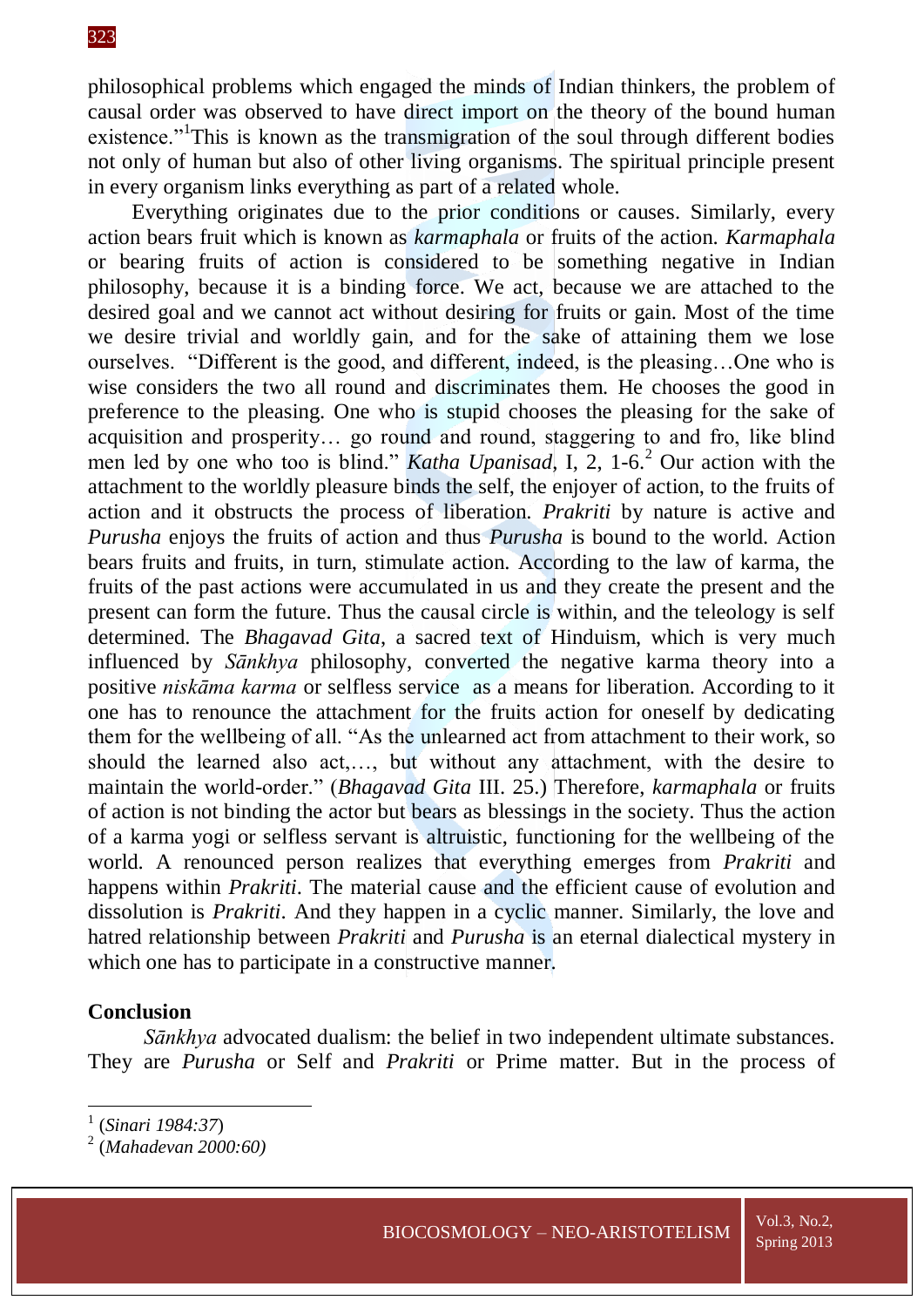philosophical problems which engaged the minds of Indian thinkers, the problem of causal order was observed to have direct import on the theory of the bound human existence."[1]This is known as the transmigration of the soul through different bodies not only of human but also of other living organisms. The spiritual principle present in every organism links everything as part of a related whole.

Everything originates due to the prior conditions or causes. Similarly, every action bears fruit which is known as *karmaphala* or fruits of the action. *Karmaphala* or bearing fruits of action is considered to be something negative in Indian philosophy, because it is a binding force. We act, because we are attached to the desired goal and we cannot act without desiring for fruits or gain. Most of the time we desire trivial and worldly gain, and for the sake of attaining them we lose ourselves. "Different is the good, and different, indeed, is the pleasing…One who is wise considers the two all round and discriminates them. He chooses the good in preference to the pleasing. One who is stupid chooses the pleasing for the sake of acquisition and prosperity… go round and round, staggering to and fro, like blind men led by one who too is blind." *Katha Upanisad*, I, 2, 1-6.[2] Our action with the attachment to the worldly pleasure binds the self, the enjoyer of action, to the fruits of action and it obstructs the process of liberation. *Prakriti* by nature is active and *Purusha* enjoys the fruits of action and thus *Purusha* is bound to the world. Action bears fruits and fruits, in turn, stimulate action. According to the law of karma, the fruits of the past actions were accumulated in us and they create the present and the present can form the future. Thus the causal circle is within, and the teleology is self determined. The *Bhagavad Gita*, a sacred text of Hinduism, which is very much influenced by *Sānkhya* philosophy, converted the negative karma theory into a positive *niskāma karma* or selfless service as a means for liberation. According to it one has to renounce the attachment for the fruits action for oneself by dedicating them for the wellbeing of all. "As the unlearned act from attachment to their work, so should the learned also act,…, but without any attachment, with the desire to maintain the world-order." (*Bhagavad Gita* III. 25.) Therefore, *karmaphala* or fruits of action is not binding the actor but bears as blessings in the society. Thus the action of a karma yogi or selfless servant is altruistic, functioning for the wellbeing of the world. A renounced person realizes that everything emerges from *Prakriti* and happens within *Prakriti*. The material cause and the efficient cause of evolution and dissolution is *Prakriti*. And they happen in a cyclic manner. Similarly, the love and hatred relationship between *Prakriti* and *Purusha* is an eternal dialectical mystery in which one has to participate in a constructive manner.

## Conclusion

*Sānkhya* advocated dualism: the belief in two independent ultimate substances. They are *Purusha* or Self and *Prakriti* or Prime matter. But in the process of

---

[1] (*Sinari 1984:37*)

[2] (*Mahadevan 2000:60)*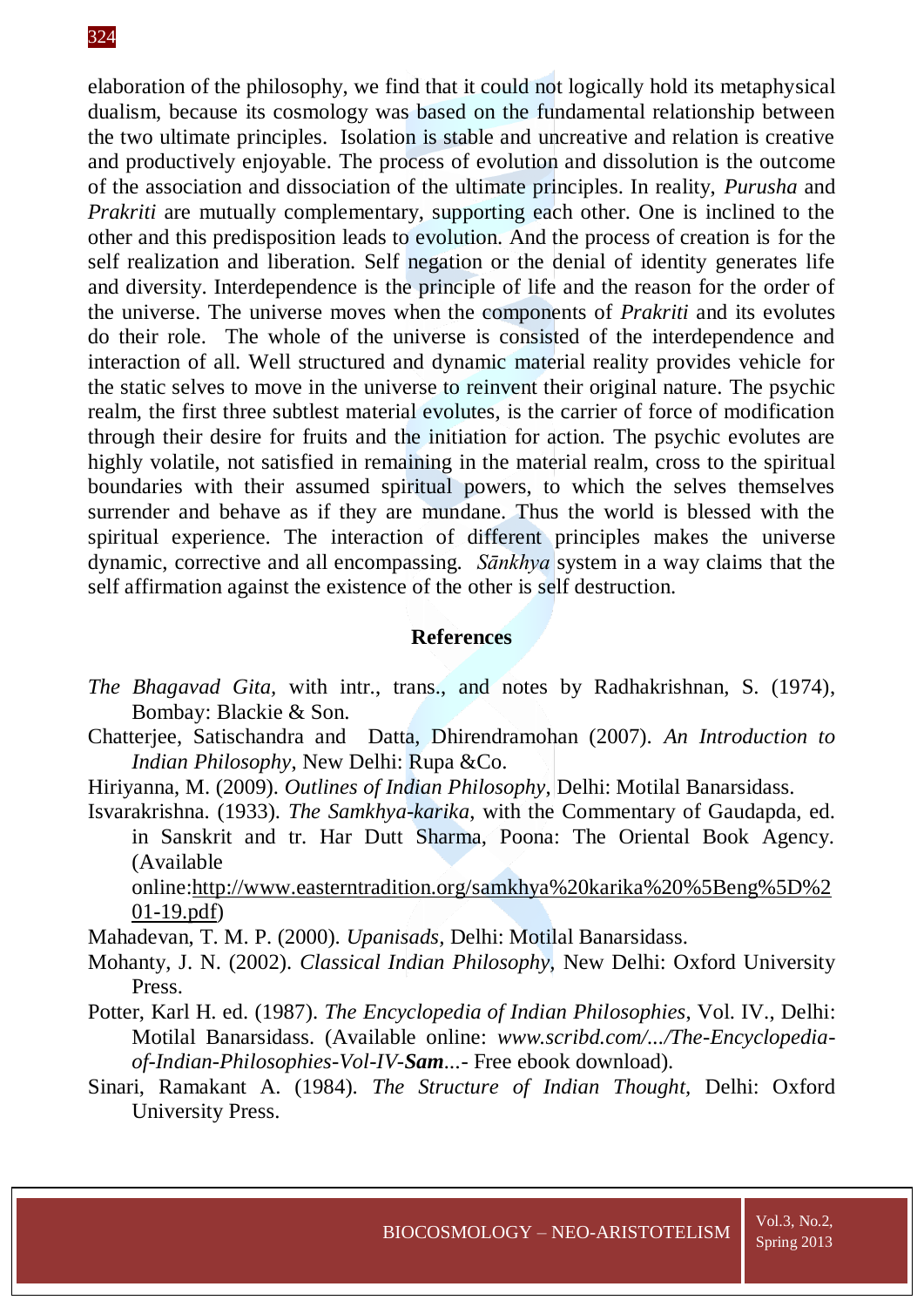elaboration of the philosophy, we find that it could not logically hold its metaphysical dualism, because its cosmology was based on the fundamental relationship between the two ultimate principles. Isolation is stable and uncreative and relation is creative and productively enjoyable. The process of evolution and dissolution is the outcome of the association and dissociation of the ultimate principles. In reality, *Purusha* and *Prakriti* are mutually complementary, supporting each other. One is inclined to the other and this predisposition leads to evolution. And the process of creation is for the self realization and liberation. Self negation or the denial of identity generates life and diversity. Interdependence is the principle of life and the reason for the order of the universe. The universe moves when the components of *Prakriti* and its evolutes do their role. The whole of the universe is consisted of the interdependence and interaction of all. Well structured and dynamic material reality provides vehicle for the static selves to move in the universe to reinvent their original nature. The psychic realm, the first three subtlest material evolutes, is the carrier of force of modification through their desire for fruits and the initiation for action. The psychic evolutes are highly volatile, not satisfied in remaining in the material realm, cross to the spiritual boundaries with their assumed spiritual powers, to which the selves themselves surrender and behave as if they are mundane. Thus the world is blessed with the spiritual experience. The interaction of different principles makes the universe dynamic, corrective and all encompassing. *Sānkhya* system in a way claims that the self affirmation against the existence of the other is self destruction.

## References

*The Bhagavad Gita*, with intr., trans., and notes by Radhakrishnan, S. (1974), Bombay: Blackie & Son.

Chatterjee, Satischandra and Datta, Dhirendramohan (2007). *An Introduction to Indian Philosophy*, New Delhi: Rupa &Co.

Hiriyanna, M. (2009). *Outlines of Indian Philosophy*, Delhi: Motilal Banarsidass.

Isvarakrishna. (1933). *The Samkhya-karika*, with the Commentary of Gaudapda, ed. in Sanskrit and tr. Har Dutt Sharma, Poona: The Oriental Book Agency. (Available online:http://www.easterntradition.org/samkhya%20karika%20%5Beng%5D%201-19.pdf)

Mahadevan, T. M. P. (2000). *Upanisads*, Delhi: Motilal Banarsidass.

Mohanty, J. N. (2002). *Classical Indian Philosophy*, New Delhi: Oxford University Press.

Potter, Karl H. ed. (1987). *The Encyclopedia of Indian Philosophies*, Vol. IV., Delhi: Motilal Banarsidass. (Available online: *www.scribd.com/.../The-Encyclopedia-of-Indian-Philosophies-Vol-IV-**Sam**...*- Free ebook download).

Sinari, Ramakant A. (1984). *The Structure of Indian Thought*, Delhi: Oxford University Press.